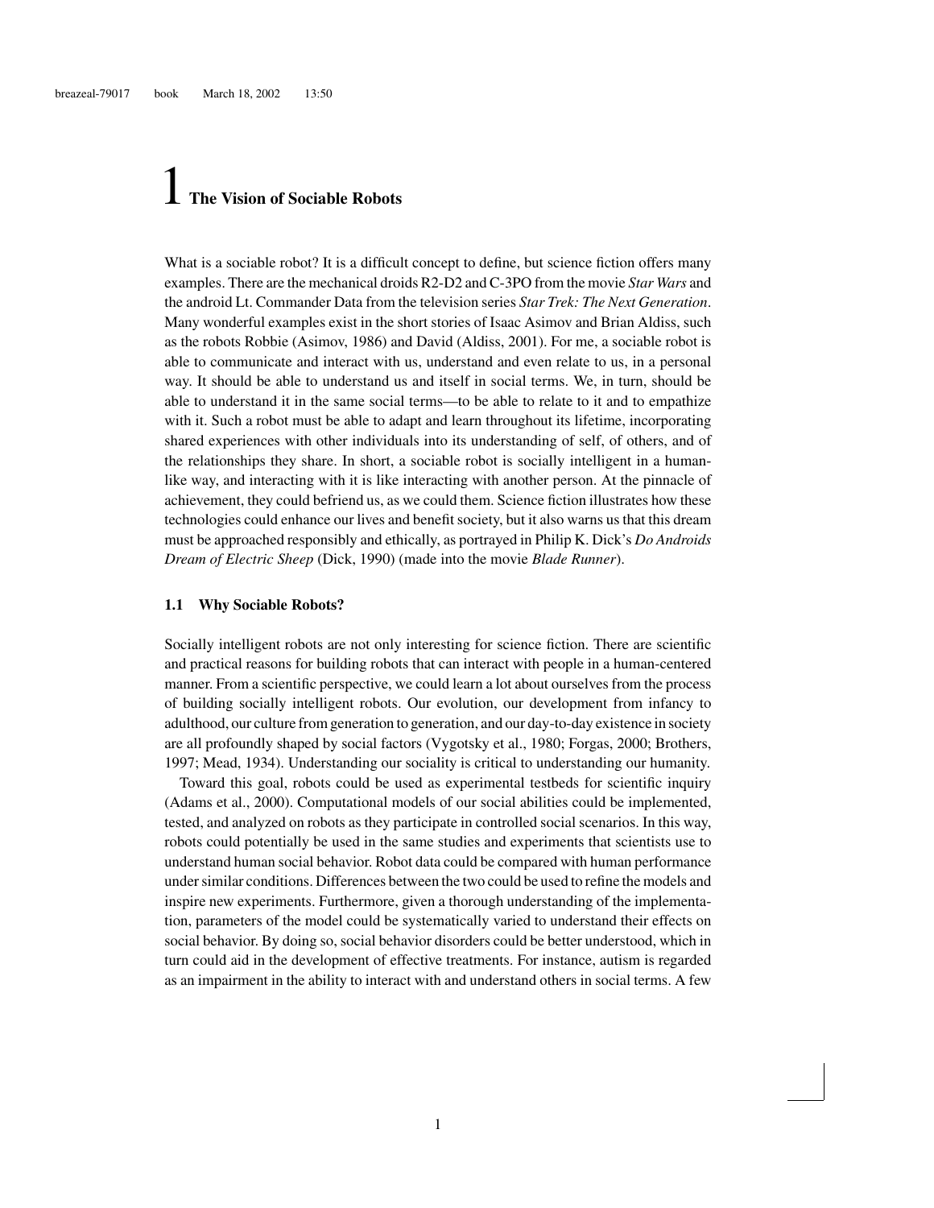# 1 The Vision of Sociable Robots

What is a sociable robot? It is a difficult concept to define, but science fiction offers many examples. There are the mechanical droids R2-D2 and C-3PO from the movie *Star Wars* and the android Lt. Commander Data from the television series *Star Trek: The Next Generation*. Many wonderful examples exist in the short stories of Isaac Asimov and Brian Aldiss, such as the robots Robbie (Asimov, 1986) and David (Aldiss, 2001). For me, a sociable robot is able to communicate and interact with us, understand and even relate to us, in a personal way. It should be able to understand us and itself in social terms. We, in turn, should be able to understand it in the same social terms—to be able to relate to it and to empathize with it. Such a robot must be able to adapt and learn throughout its lifetime, incorporating shared experiences with other individuals into its understanding of self, of others, and of the relationships they share. In short, a sociable robot is socially intelligent in a human-like way, and interacting with it is like interacting with another person. At the pinnacle of achievement, they could befriend us, as we could them. Science fiction illustrates how these technologies could enhance our lives and benefit society, but it also warns us that this dream must be approached responsibly and ethically, as portrayed in Philip K. Dick's *Do Androids Dream of Electric Sheep* (Dick, 1990) (made into the movie *Blade Runner*).

## 1.1 Why Sociable Robots?

Socially intelligent robots are not only interesting for science fiction. There are scientific and practical reasons for building robots that can interact with people in a human-centered manner. From a scientific perspective, we could learn a lot about ourselves from the process of building socially intelligent robots. Our evolution, our development from infancy to adulthood, our culture from generation to generation, and our day-to-day existence in society are all profoundly shaped by social factors (Vygotsky et al., 1980; Forgas, 2000; Brothers, 1997; Mead, 1934). Understanding our sociality is critical to understanding our humanity.

Toward this goal, robots could be used as experimental testbeds for scientific inquiry (Adams et al., 2000). Computational models of our social abilities could be implemented, tested, and analyzed on robots as they participate in controlled social scenarios. In this way, robots could potentially be used in the same studies and experiments that scientists use to understand human social behavior. Robot data could be compared with human performance under similar conditions. Differences between the two could be used to refine the models and inspire new experiments. Furthermore, given a thorough understanding of the implementation, parameters of the model could be systematically varied to understand their effects on social behavior. By doing so, social behavior disorders could be better understood, which in turn could aid in the development of effective treatments. For instance, autism is regarded as an impairment in the ability to interact with and understand others in social terms. A few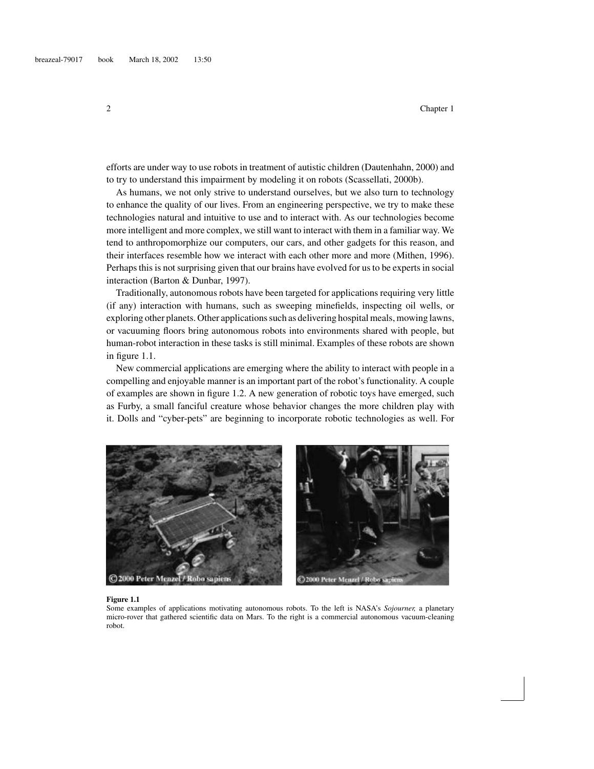efforts are under way to use robots in treatment of autistic children (Dautenhahn, 2000) and to try to understand this impairment by modeling it on robots (Scassellati, 2000b).

As humans, we not only strive to understand ourselves, but we also turn to technology to enhance the quality of our lives. From an engineering perspective, we try to make these technologies natural and intuitive to use and to interact with. As our technologies become more intelligent and more complex, we still want to interact with them in a familiar way. We tend to anthropomorphize our computers, our cars, and other gadgets for this reason, and their interfaces resemble how we interact with each other more and more (Mithen, 1996). Perhaps this is not surprising given that our brains have evolved for us to be experts in social interaction (Barton & Dunbar, 1997).

Traditionally, autonomous robots have been targeted for applications requiring very little (if any) interaction with humans, such as sweeping minefields, inspecting oil wells, or exploring other planets. Other applications such as delivering hospital meals, mowing lawns, or vacuuming floors bring autonomous robots into environments shared with people, but human-robot interaction in these tasks is still minimal. Examples of these robots are shown in figure 1.1.

New commercial applications are emerging where the ability to interact with people in a compelling and enjoyable manner is an important part of the robot's functionality. A couple of examples are shown in figure 1.2. A new generation of robotic toys have emerged, such as Furby, a small fanciful creature whose behavior changes the more children play with it. Dolls and "cyber-pets" are beginning to incorporate robotic technologies as well. For

**Figure 1.1**
Some examples of applications motivating autonomous robots. To the left is NASA's *Sojourner,* a planetary micro-rover that gathered scientific data on Mars. To the right is a commercial autonomous vacuum-cleaning robot.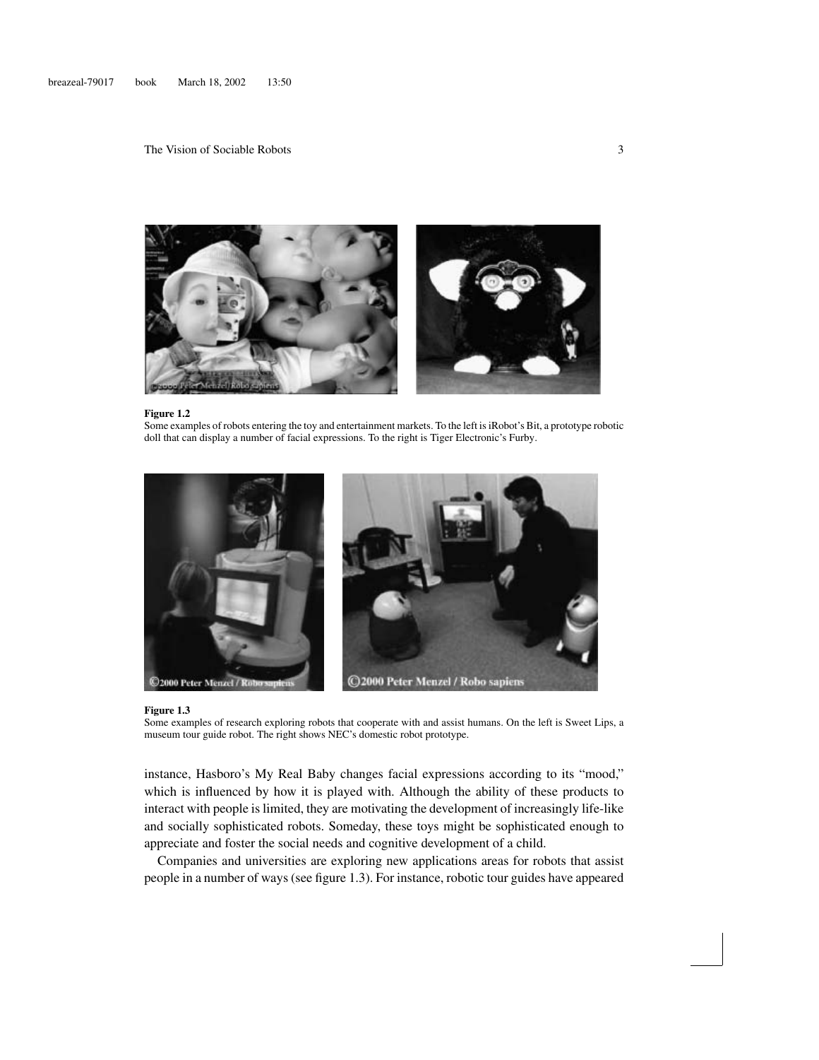**Figure 1.2**
Some examples of robots entering the toy and entertainment markets. To the left is iRobot's Bit, a prototype robotic doll that can display a number of facial expressions. To the right is Tiger Electronic's Furby.

**Figure 1.3**
Some examples of research exploring robots that cooperate with and assist humans. On the left is Sweet Lips, a museum tour guide robot. The right shows NEC's domestic robot prototype.

instance, Hasboro's My Real Baby changes facial expressions according to its "mood," which is influenced by how it is played with. Although the ability of these products to interact with people is limited, they are motivating the development of increasingly life-like and socially sophisticated robots. Someday, these toys might be sophisticated enough to appreciate and foster the social needs and cognitive development of a child.

Companies and universities are exploring new applications areas for robots that assist people in a number of ways (see figure 1.3). For instance, robotic tour guides have appeared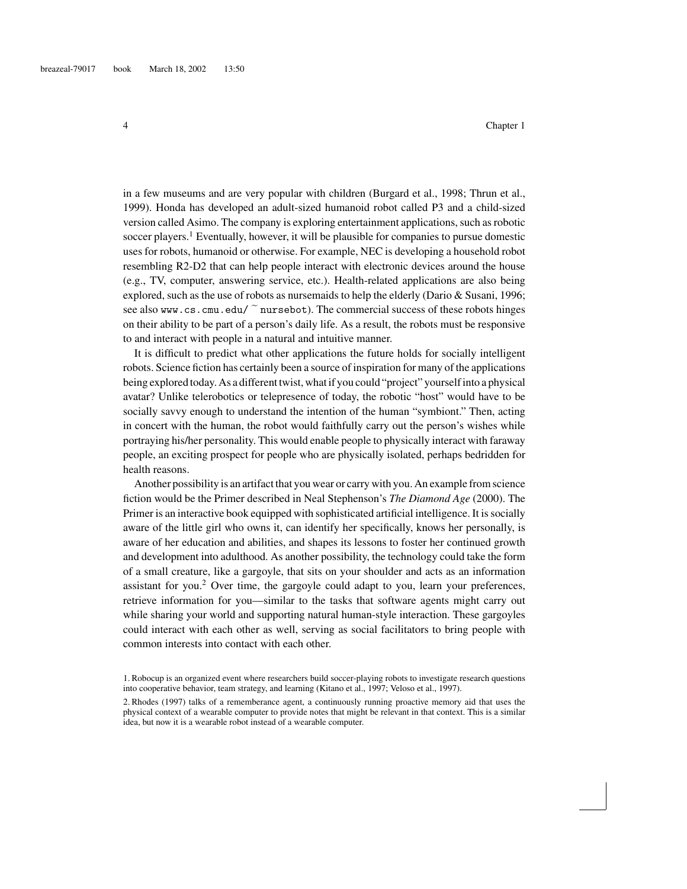in a few museums and are very popular with children (Burgard et al., 1998; Thrun et al., 1999). Honda has developed an adult-sized humanoid robot called P3 and a child-sized version called Asimo. The company is exploring entertainment applications, such as robotic soccer players.[1] Eventually, however, it will be plausible for companies to pursue domestic uses for robots, humanoid or otherwise. For example, NEC is developing a household robot resembling R2-D2 that can help people interact with electronic devices around the house (e.g., TV, computer, answering service, etc.). Health-related applications are also being explored, such as the use of robots as nursemaids to help the elderly (Dario & Susani, 1996; see also `www.cs.cmu.edu/~nursebot`). The commercial success of these robots hinges on their ability to be part of a person's daily life. As a result, the robots must be responsive to and interact with people in a natural and intuitive manner.

It is difficult to predict what other applications the future holds for socially intelligent robots. Science fiction has certainly been a source of inspiration for many of the applications being explored today. As a different twist, what if you could "project" yourself into a physical avatar? Unlike telerobotics or telepresence of today, the robotic "host" would have to be socially savvy enough to understand the intention of the human "symbiont." Then, acting in concert with the human, the robot would faithfully carry out the person's wishes while portraying his/her personality. This would enable people to physically interact with faraway people, an exciting prospect for people who are physically isolated, perhaps bedridden for health reasons.

Another possibility is an artifact that you wear or carry with you. An example from science fiction would be the Primer described in Neal Stephenson's *The Diamond Age* (2000). The Primer is an interactive book equipped with sophisticated artificial intelligence. It is socially aware of the little girl who owns it, can identify her specifically, knows her personally, is aware of her education and abilities, and shapes its lessons to foster her continued growth and development into adulthood. As another possibility, the technology could take the form of a small creature, like a gargoyle, that sits on your shoulder and acts as an information assistant for you.[2] Over time, the gargoyle could adapt to you, learn your preferences, retrieve information for you—similar to the tasks that software agents might carry out while sharing your world and supporting natural human-style interaction. These gargoyles could interact with each other as well, serving as social facilitators to bring people with common interests into contact with each other.

1. Robocup is an organized event where researchers build soccer-playing robots to investigate research questions into cooperative behavior, team strategy, and learning (Kitano et al., 1997; Veloso et al., 1997).

2. Rhodes (1997) talks of a rememberance agent, a continuously running proactive memory aid that uses the physical context of a wearable computer to provide notes that might be relevant in that context. This is a similar idea, but now it is a wearable robot instead of a wearable computer.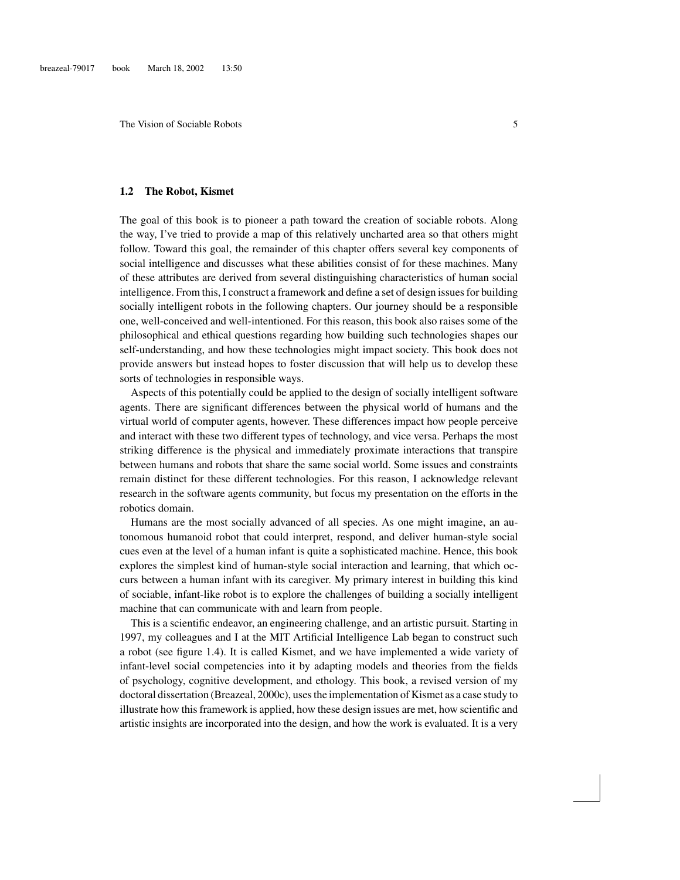## 1.2 The Robot, Kismet

The goal of this book is to pioneer a path toward the creation of sociable robots. Along the way, I've tried to provide a map of this relatively uncharted area so that others might follow. Toward this goal, the remainder of this chapter offers several key components of social intelligence and discusses what these abilities consist of for these machines. Many of these attributes are derived from several distinguishing characteristics of human social intelligence. From this, I construct a framework and define a set of design issues for building socially intelligent robots in the following chapters. Our journey should be a responsible one, well-conceived and well-intentioned. For this reason, this book also raises some of the philosophical and ethical questions regarding how building such technologies shapes our self-understanding, and how these technologies might impact society. This book does not provide answers but instead hopes to foster discussion that will help us to develop these sorts of technologies in responsible ways.

Aspects of this potentially could be applied to the design of socially intelligent software agents. There are significant differences between the physical world of humans and the virtual world of computer agents, however. These differences impact how people perceive and interact with these two different types of technology, and vice versa. Perhaps the most striking difference is the physical and immediately proximate interactions that transpire between humans and robots that share the same social world. Some issues and constraints remain distinct for these different technologies. For this reason, I acknowledge relevant research in the software agents community, but focus my presentation on the efforts in the robotics domain.

Humans are the most socially advanced of all species. As one might imagine, an autonomous humanoid robot that could interpret, respond, and deliver human-style social cues even at the level of a human infant is quite a sophisticated machine. Hence, this book explores the simplest kind of human-style social interaction and learning, that which occurs between a human infant with its caregiver. My primary interest in building this kind of sociable, infant-like robot is to explore the challenges of building a socially intelligent machine that can communicate with and learn from people.

This is a scientific endeavor, an engineering challenge, and an artistic pursuit. Starting in 1997, my colleagues and I at the MIT Artificial Intelligence Lab began to construct such a robot (see figure 1.4). It is called Kismet, and we have implemented a wide variety of infant-level social competencies into it by adapting models and theories from the fields of psychology, cognitive development, and ethology. This book, a revised version of my doctoral dissertation (Breazeal, 2000c), uses the implementation of Kismet as a case study to illustrate how this framework is applied, how these design issues are met, how scientific and artistic insights are incorporated into the design, and how the work is evaluated. It is a very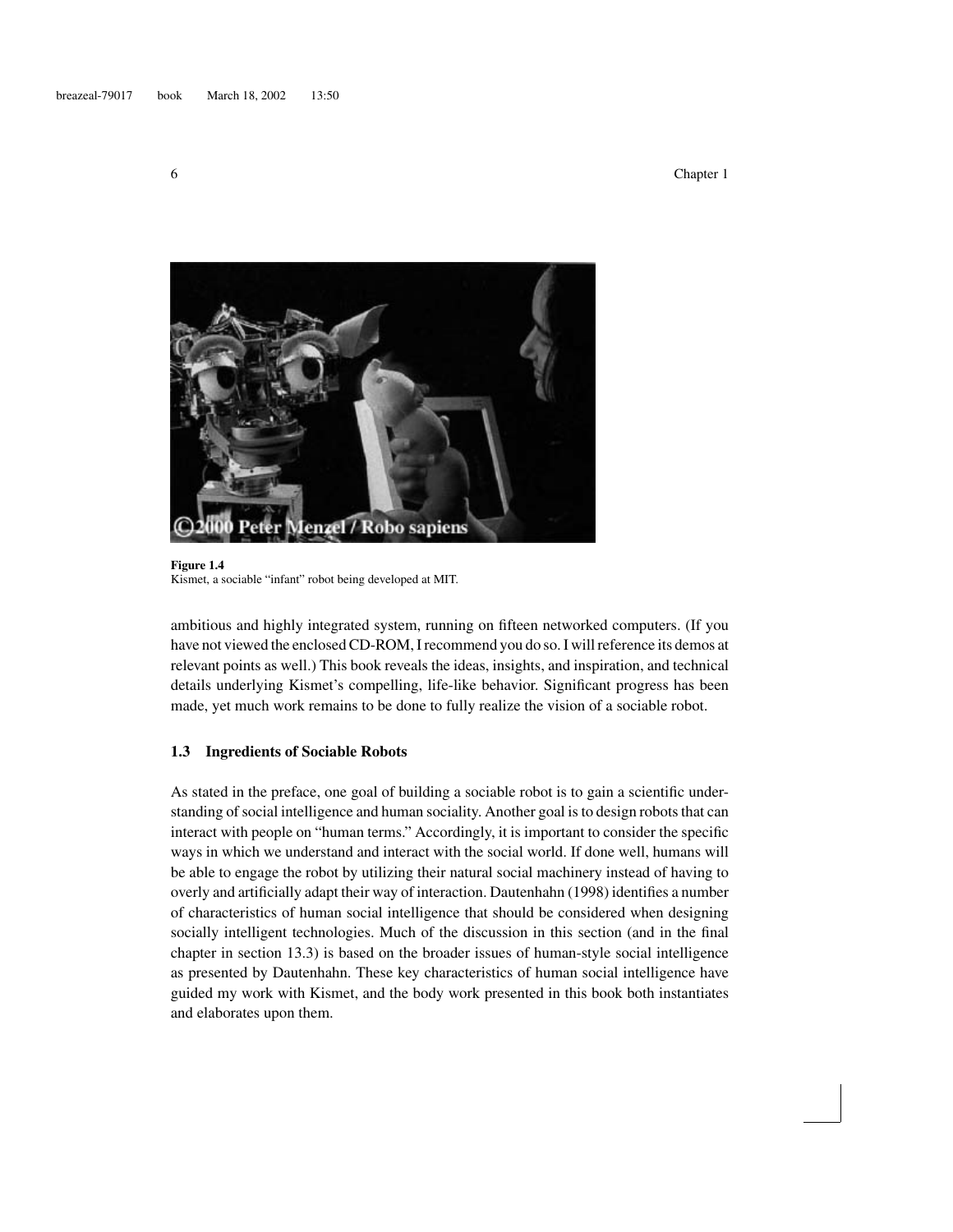**Figure 1.4**
Kismet, a sociable "infant" robot being developed at MIT.

ambitious and highly integrated system, running on fifteen networked computers. (If you have not viewed the enclosed CD-ROM, I recommend you do so. I will reference its demos at relevant points as well.) This book reveals the ideas, insights, and inspiration, and technical details underlying Kismet's compelling, life-like behavior. Significant progress has been made, yet much work remains to be done to fully realize the vision of a sociable robot.

### 1.3 Ingredients of Sociable Robots

As stated in the preface, one goal of building a sociable robot is to gain a scientific understanding of social intelligence and human sociality. Another goal is to design robots that can interact with people on "human terms." Accordingly, it is important to consider the specific ways in which we understand and interact with the social world. If done well, humans will be able to engage the robot by utilizing their natural social machinery instead of having to overly and artificially adapt their way of interaction. Dautenhahn (1998) identifies a number of characteristics of human social intelligence that should be considered when designing socially intelligent technologies. Much of the discussion in this section (and in the final chapter in section 13.3) is based on the broader issues of human-style social intelligence as presented by Dautenhahn. These key characteristics of human social intelligence have guided my work with Kismet, and the body work presented in this book both instantiates and elaborates upon them.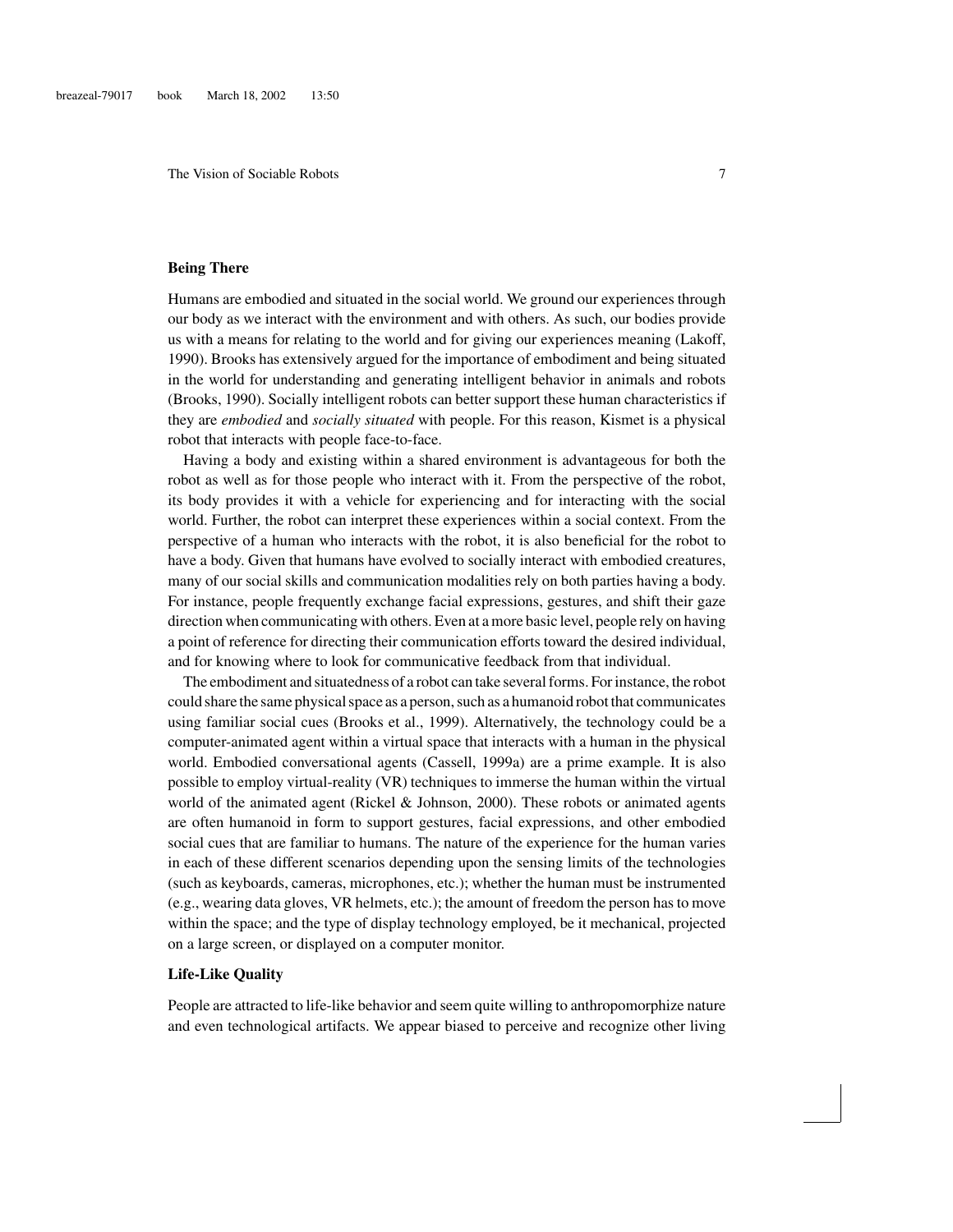### Being There

Humans are embodied and situated in the social world. We ground our experiences through our body as we interact with the environment and with others. As such, our bodies provide us with a means for relating to the world and for giving our experiences meaning (Lakoff, 1990). Brooks has extensively argued for the importance of embodiment and being situated in the world for understanding and generating intelligent behavior in animals and robots (Brooks, 1990). Socially intelligent robots can better support these human characteristics if they are *embodied* and *socially situated* with people. For this reason, Kismet is a physical robot that interacts with people face-to-face.

Having a body and existing within a shared environment is advantageous for both the robot as well as for those people who interact with it. From the perspective of the robot, its body provides it with a vehicle for experiencing and for interacting with the social world. Further, the robot can interpret these experiences within a social context. From the perspective of a human who interacts with the robot, it is also beneficial for the robot to have a body. Given that humans have evolved to socially interact with embodied creatures, many of our social skills and communication modalities rely on both parties having a body. For instance, people frequently exchange facial expressions, gestures, and shift their gaze direction when communicating with others. Even at a more basic level, people rely on having a point of reference for directing their communication efforts toward the desired individual, and for knowing where to look for communicative feedback from that individual.

The embodiment and situatedness of a robot can take several forms. For instance, the robot could share the same physical space as a person, such as a humanoid robot that communicates using familiar social cues (Brooks et al., 1999). Alternatively, the technology could be a computer-animated agent within a virtual space that interacts with a human in the physical world. Embodied conversational agents (Cassell, 1999a) are a prime example. It is also possible to employ virtual-reality (VR) techniques to immerse the human within the virtual world of the animated agent (Rickel & Johnson, 2000). These robots or animated agents are often humanoid in form to support gestures, facial expressions, and other embodied social cues that are familiar to humans. The nature of the experience for the human varies in each of these different scenarios depending upon the sensing limits of the technologies (such as keyboards, cameras, microphones, etc.); whether the human must be instrumented (e.g., wearing data gloves, VR helmets, etc.); the amount of freedom the person has to move within the space; and the type of display technology employed, be it mechanical, projected on a large screen, or displayed on a computer monitor.

### Life-Like Quality

People are attracted to life-like behavior and seem quite willing to anthropomorphize nature and even technological artifacts. We appear biased to perceive and recognize other living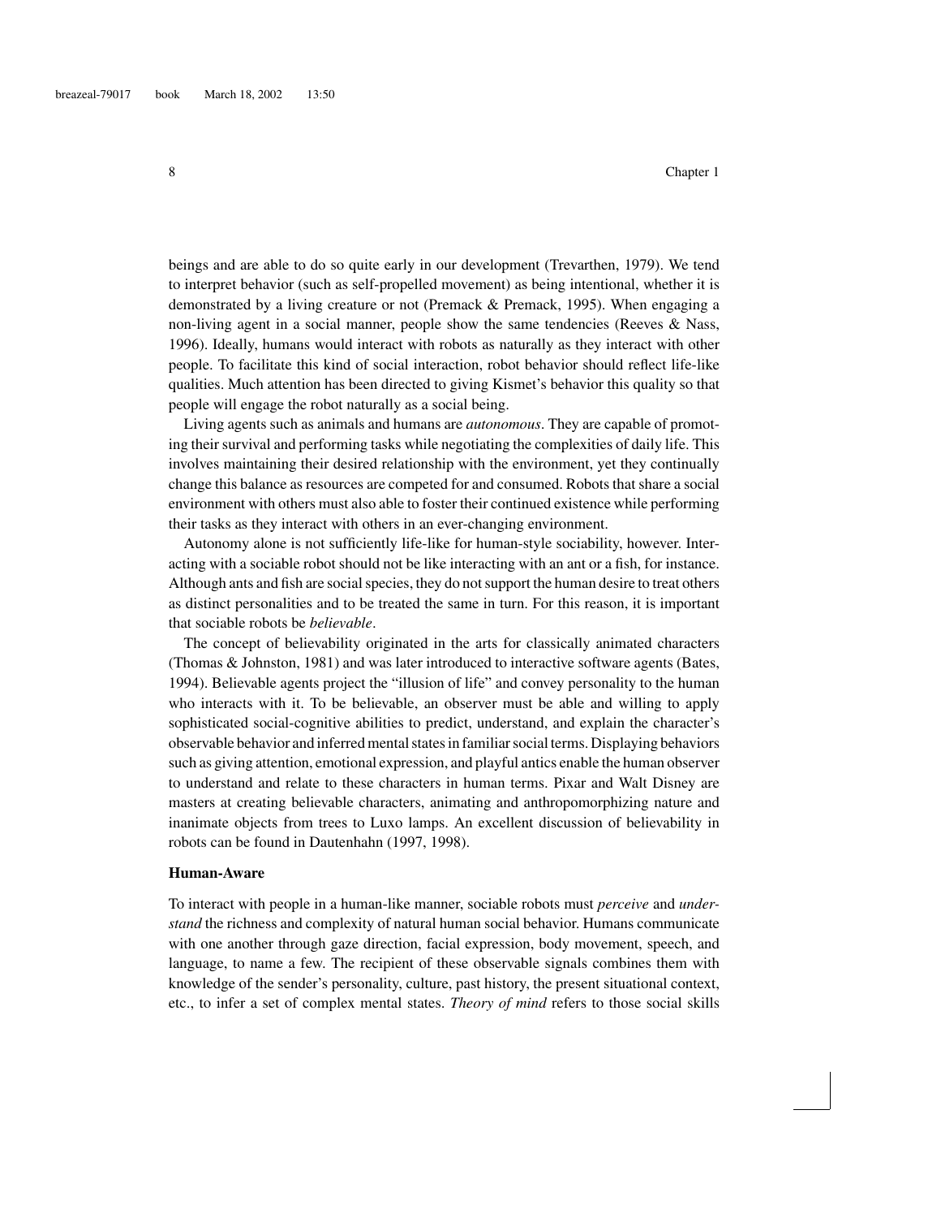beings and are able to do so quite early in our development (Trevarthen, 1979). We tend to interpret behavior (such as self-propelled movement) as being intentional, whether it is demonstrated by a living creature or not (Premack & Premack, 1995). When engaging a non-living agent in a social manner, people show the same tendencies (Reeves & Nass, 1996). Ideally, humans would interact with robots as naturally as they interact with other people. To facilitate this kind of social interaction, robot behavior should reflect life-like qualities. Much attention has been directed to giving Kismet's behavior this quality so that people will engage the robot naturally as a social being.

Living agents such as animals and humans are *autonomous*. They are capable of promoting their survival and performing tasks while negotiating the complexities of daily life. This involves maintaining their desired relationship with the environment, yet they continually change this balance as resources are competed for and consumed. Robots that share a social environment with others must also able to foster their continued existence while performing their tasks as they interact with others in an ever-changing environment.

Autonomy alone is not sufficiently life-like for human-style sociability, however. Interacting with a sociable robot should not be like interacting with an ant or a fish, for instance. Although ants and fish are social species, they do not support the human desire to treat others as distinct personalities and to be treated the same in turn. For this reason, it is important that sociable robots be *believable*.

The concept of believability originated in the arts for classically animated characters (Thomas & Johnston, 1981) and was later introduced to interactive software agents (Bates, 1994). Believable agents project the "illusion of life" and convey personality to the human who interacts with it. To be believable, an observer must be able and willing to apply sophisticated social-cognitive abilities to predict, understand, and explain the character's observable behavior and inferred mental states in familiar social terms. Displaying behaviors such as giving attention, emotional expression, and playful antics enable the human observer to understand and relate to these characters in human terms. Pixar and Walt Disney are masters at creating believable characters, animating and anthropomorphizing nature and inanimate objects from trees to Luxo lamps. An excellent discussion of believability in robots can be found in Dautenhahn (1997, 1998).

### Human-Aware

To interact with people in a human-like manner, sociable robots must *perceive* and *understand* the richness and complexity of natural human social behavior. Humans communicate with one another through gaze direction, facial expression, body movement, speech, and language, to name a few. The recipient of these observable signals combines them with knowledge of the sender's personality, culture, past history, the present situational context, etc., to infer a set of complex mental states. *Theory of mind* refers to those social skills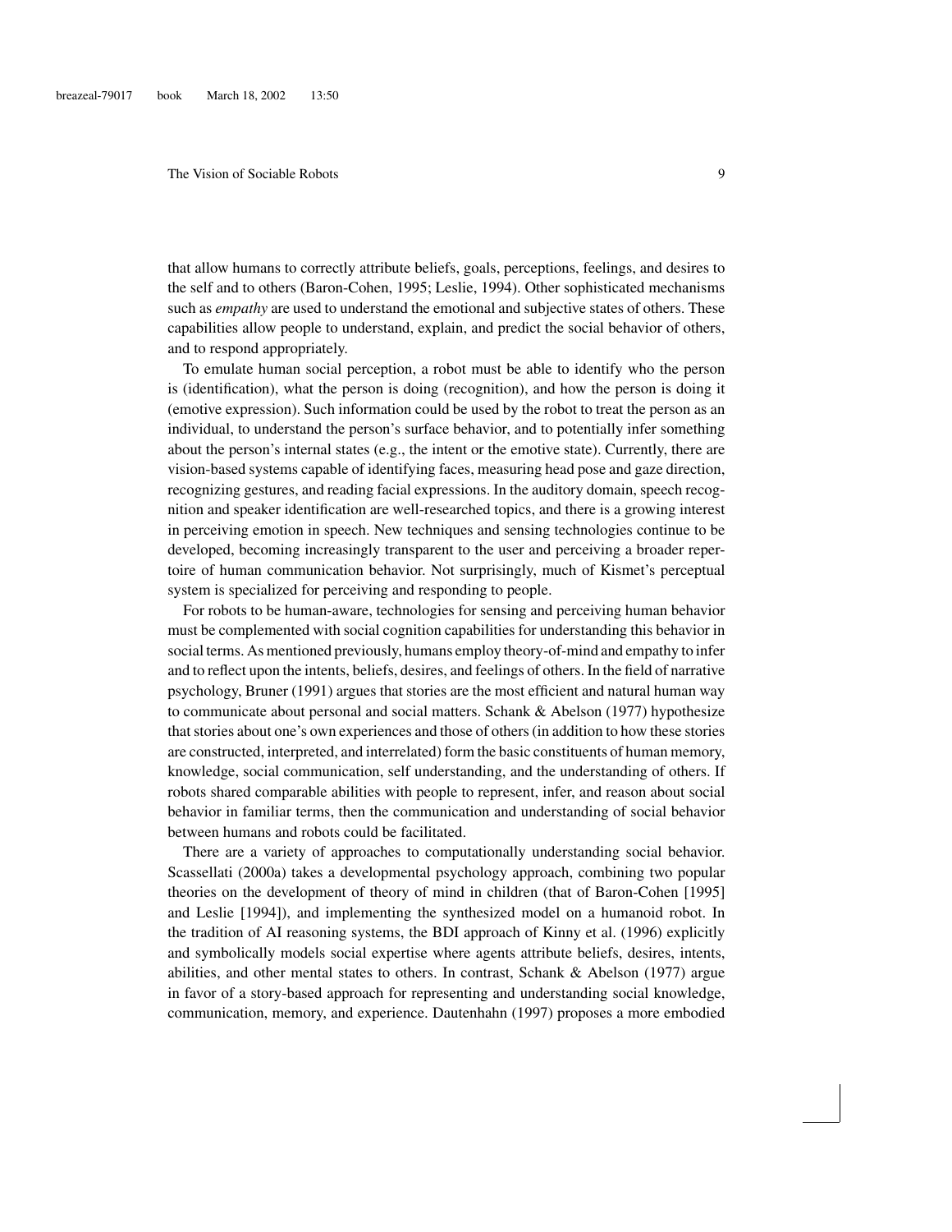that allow humans to correctly attribute beliefs, goals, perceptions, feelings, and desires to the self and to others (Baron-Cohen, 1995; Leslie, 1994). Other sophisticated mechanisms such as *empathy* are used to understand the emotional and subjective states of others. These capabilities allow people to understand, explain, and predict the social behavior of others, and to respond appropriately.

To emulate human social perception, a robot must be able to identify who the person is (identification), what the person is doing (recognition), and how the person is doing it (emotive expression). Such information could be used by the robot to treat the person as an individual, to understand the person's surface behavior, and to potentially infer something about the person's internal states (e.g., the intent or the emotive state). Currently, there are vision-based systems capable of identifying faces, measuring head pose and gaze direction, recognizing gestures, and reading facial expressions. In the auditory domain, speech recognition and speaker identification are well-researched topics, and there is a growing interest in perceiving emotion in speech. New techniques and sensing technologies continue to be developed, becoming increasingly transparent to the user and perceiving a broader repertoire of human communication behavior. Not surprisingly, much of Kismet's perceptual system is specialized for perceiving and responding to people.

For robots to be human-aware, technologies for sensing and perceiving human behavior must be complemented with social cognition capabilities for understanding this behavior in social terms. As mentioned previously, humans employ theory-of-mind and empathy to infer and to reflect upon the intents, beliefs, desires, and feelings of others. In the field of narrative psychology, Bruner (1991) argues that stories are the most efficient and natural human way to communicate about personal and social matters. Schank & Abelson (1977) hypothesize that stories about one's own experiences and those of others (in addition to how these stories are constructed, interpreted, and interrelated) form the basic constituents of human memory, knowledge, social communication, self understanding, and the understanding of others. If robots shared comparable abilities with people to represent, infer, and reason about social behavior in familiar terms, then the communication and understanding of social behavior between humans and robots could be facilitated.

There are a variety of approaches to computationally understanding social behavior. Scassellati (2000a) takes a developmental psychology approach, combining two popular theories on the development of theory of mind in children (that of Baron-Cohen [1995] and Leslie [1994]), and implementing the synthesized model on a humanoid robot. In the tradition of AI reasoning systems, the BDI approach of Kinny et al. (1996) explicitly and symbolically models social expertise where agents attribute beliefs, desires, intents, abilities, and other mental states to others. In contrast, Schank & Abelson (1977) argue in favor of a story-based approach for representing and understanding social knowledge, communication, memory, and experience. Dautenhahn (1997) proposes a more embodied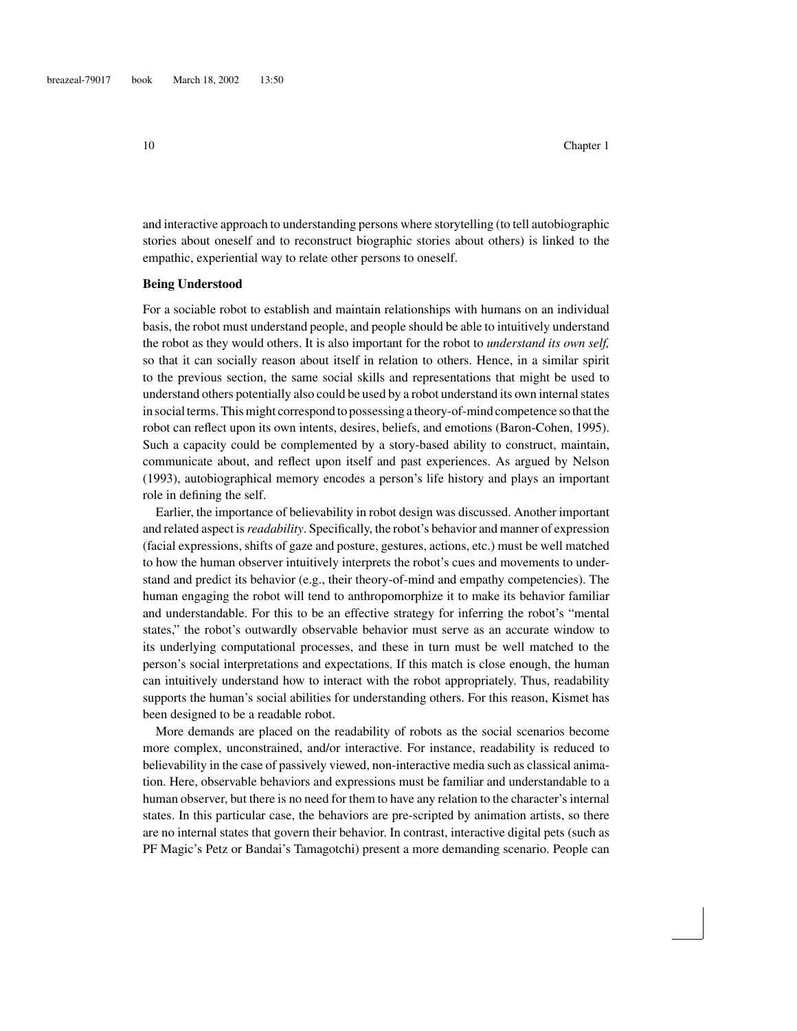and interactive approach to understanding persons where storytelling (to tell autobiographic stories about oneself and to reconstruct biographic stories about others) is linked to the empathic, experiential way to relate other persons to oneself.

**Being Understood**

For a sociable robot to establish and maintain relationships with humans on an individual basis, the robot must understand people, and people should be able to intuitively understand the robot as they would others. It is also important for the robot to *understand its own self,* so that it can socially reason about itself in relation to others. Hence, in a similar spirit to the previous section, the same social skills and representations that might be used to understand others potentially also could be used by a robot understand its own internal states in social terms. This might correspond to possessing a theory-of-mind competence so that the robot can reflect upon its own intents, desires, beliefs, and emotions (Baron-Cohen, 1995). Such a capacity could be complemented by a story-based ability to construct, maintain, communicate about, and reflect upon itself and past experiences. As argued by Nelson (1993), autobiographical memory encodes a person's life history and plays an important role in defining the self.

Earlier, the importance of believability in robot design was discussed. Another important and related aspect is *readability*. Specifically, the robot's behavior and manner of expression (facial expressions, shifts of gaze and posture, gestures, actions, etc.) must be well matched to how the human observer intuitively interprets the robot's cues and movements to understand and predict its behavior (e.g., their theory-of-mind and empathy competencies). The human engaging the robot will tend to anthropomorphize it to make its behavior familiar and understandable. For this to be an effective strategy for inferring the robot's "mental states," the robot's outwardly observable behavior must serve as an accurate window to its underlying computational processes, and these in turn must be well matched to the person's social interpretations and expectations. If this match is close enough, the human can intuitively understand how to interact with the robot appropriately. Thus, readability supports the human's social abilities for understanding others. For this reason, Kismet has been designed to be a readable robot.

More demands are placed on the readability of robots as the social scenarios become more complex, unconstrained, and/or interactive. For instance, readability is reduced to believability in the case of passively viewed, non-interactive media such as classical animation. Here, observable behaviors and expressions must be familiar and understandable to a human observer, but there is no need for them to have any relation to the character's internal states. In this particular case, the behaviors are pre-scripted by animation artists, so there are no internal states that govern their behavior. In contrast, interactive digital pets (such as PF Magic's Petz or Bandai's Tamagotchi) present a more demanding scenario. People can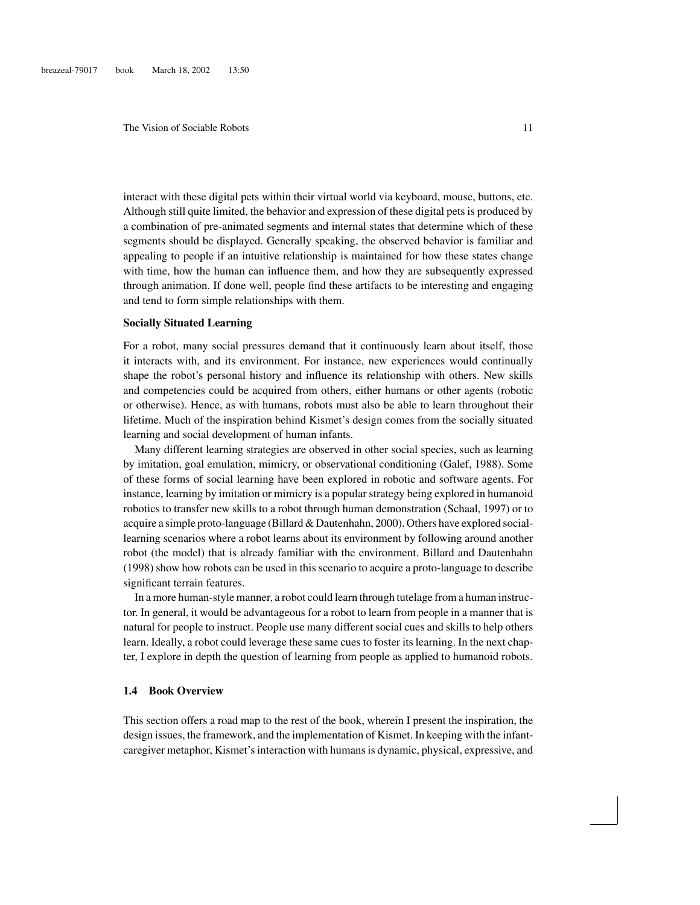interact with these digital pets within their virtual world via keyboard, mouse, buttons, etc. Although still quite limited, the behavior and expression of these digital pets is produced by a combination of pre-animated segments and internal states that determine which of these segments should be displayed. Generally speaking, the observed behavior is familiar and appealing to people if an intuitive relationship is maintained for how these states change with time, how the human can influence them, and how they are subsequently expressed through animation. If done well, people find these artifacts to be interesting and engaging and tend to form simple relationships with them.

**Socially Situated Learning**

For a robot, many social pressures demand that it continuously learn about itself, those it interacts with, and its environment. For instance, new experiences would continually shape the robot's personal history and influence its relationship with others. New skills and competencies could be acquired from others, either humans or other agents (robotic or otherwise). Hence, as with humans, robots must also be able to learn throughout their lifetime. Much of the inspiration behind Kismet's design comes from the socially situated learning and social development of human infants.

Many different learning strategies are observed in other social species, such as learning by imitation, goal emulation, mimicry, or observational conditioning (Galef, 1988). Some of these forms of social learning have been explored in robotic and software agents. For instance, learning by imitation or mimicry is a popular strategy being explored in humanoid robotics to transfer new skills to a robot through human demonstration (Schaal, 1997) or to acquire a simple proto-language (Billard & Dautenhahn, 2000). Others have explored social-learning scenarios where a robot learns about its environment by following around another robot (the model) that is already familiar with the environment. Billard and Dautenhahn (1998) show how robots can be used in this scenario to acquire a proto-language to describe significant terrain features.

In a more human-style manner, a robot could learn through tutelage from a human instructor. In general, it would be advantageous for a robot to learn from people in a manner that is natural for people to instruct. People use many different social cues and skills to help others learn. Ideally, a robot could leverage these same cues to foster its learning. In the next chapter, I explore in depth the question of learning from people as applied to humanoid robots.

## 1.4 Book Overview

This section offers a road map to the rest of the book, wherein I present the inspiration, the design issues, the framework, and the implementation of Kismet. In keeping with the infant-caregiver metaphor, Kismet's interaction with humans is dynamic, physical, expressive, and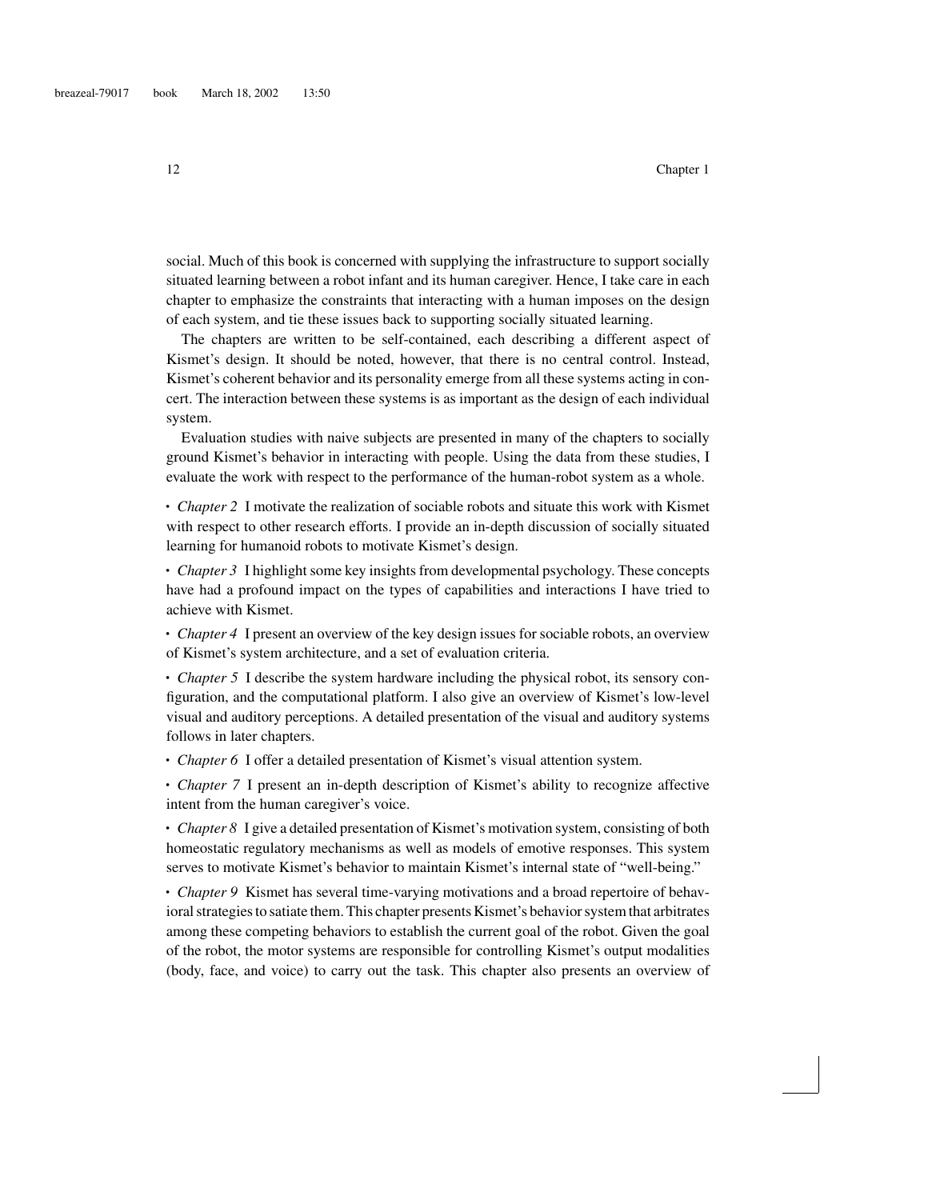social. Much of this book is concerned with supplying the infrastructure to support socially situated learning between a robot infant and its human caregiver. Hence, I take care in each chapter to emphasize the constraints that interacting with a human imposes on the design of each system, and tie these issues back to supporting socially situated learning.

The chapters are written to be self-contained, each describing a different aspect of Kismet's design. It should be noted, however, that there is no central control. Instead, Kismet's coherent behavior and its personality emerge from all these systems acting in concert. The interaction between these systems is as important as the design of each individual system.

Evaluation studies with naive subjects are presented in many of the chapters to socially ground Kismet's behavior in interacting with people. Using the data from these studies, I evaluate the work with respect to the performance of the human-robot system as a whole.

- *Chapter 2* I motivate the realization of sociable robots and situate this work with Kismet with respect to other research efforts. I provide an in-depth discussion of socially situated learning for humanoid robots to motivate Kismet's design.

- *Chapter 3* I highlight some key insights from developmental psychology. These concepts have had a profound impact on the types of capabilities and interactions I have tried to achieve with Kismet.

- *Chapter 4* I present an overview of the key design issues for sociable robots, an overview of Kismet's system architecture, and a set of evaluation criteria.

- *Chapter 5* I describe the system hardware including the physical robot, its sensory configuration, and the computational platform. I also give an overview of Kismet's low-level visual and auditory perceptions. A detailed presentation of the visual and auditory systems follows in later chapters.

- *Chapter 6* I offer a detailed presentation of Kismet's visual attention system.

- *Chapter 7* I present an in-depth description of Kismet's ability to recognize affective intent from the human caregiver's voice.

- *Chapter 8* I give a detailed presentation of Kismet's motivation system, consisting of both homeostatic regulatory mechanisms as well as models of emotive responses. This system serves to motivate Kismet's behavior to maintain Kismet's internal state of "well-being."

- *Chapter 9* Kismet has several time-varying motivations and a broad repertoire of behavioral strategies to satiate them. This chapter presents Kismet's behavior system that arbitrates among these competing behaviors to establish the current goal of the robot. Given the goal of the robot, the motor systems are responsible for controlling Kismet's output modalities (body, face, and voice) to carry out the task. This chapter also presents an overview of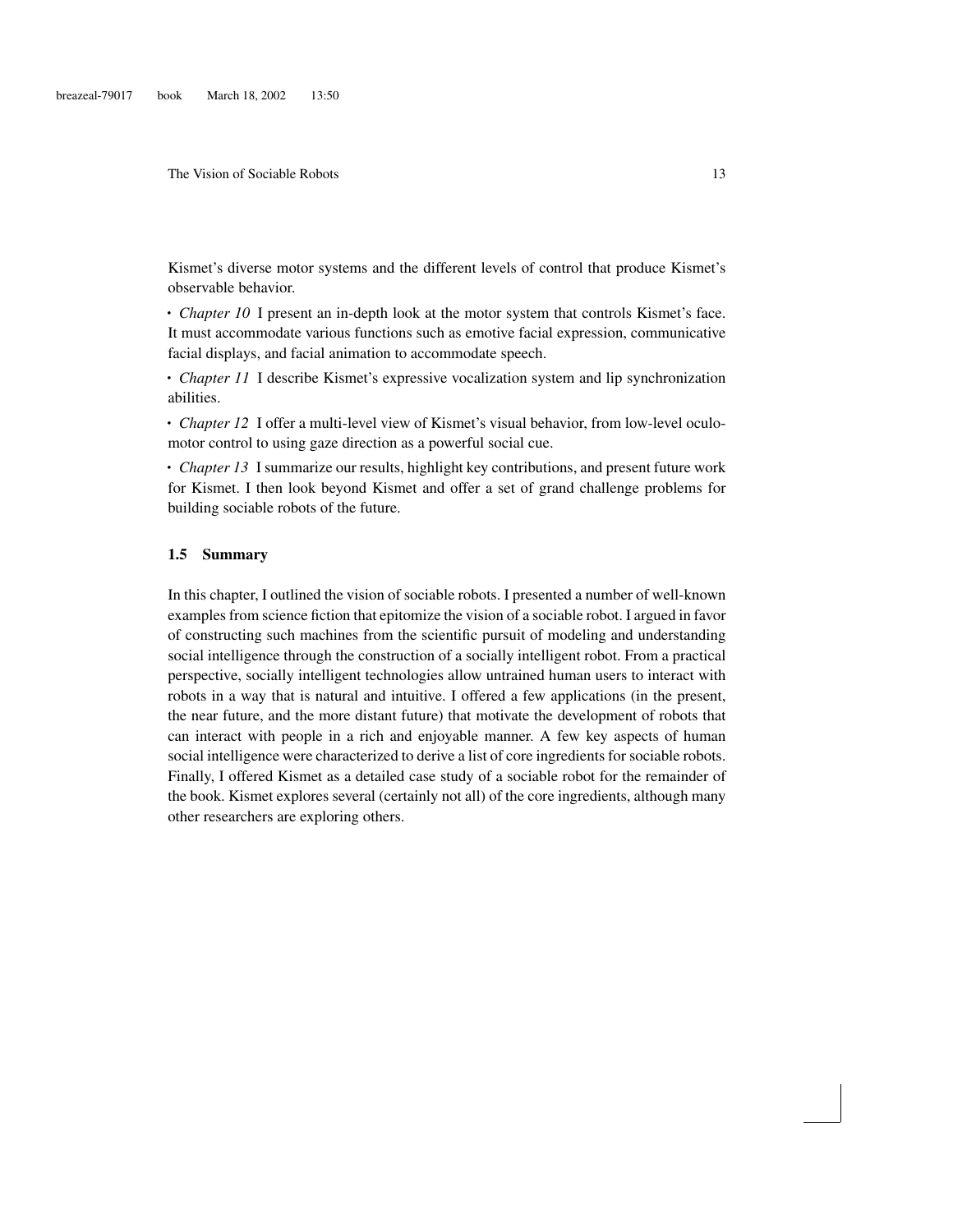Kismet's diverse motor systems and the different levels of control that produce Kismet's observable behavior.

- *Chapter 10* I present an in-depth look at the motor system that controls Kismet's face. It must accommodate various functions such as emotive facial expression, communicative facial displays, and facial animation to accommodate speech.
- *Chapter 11* I describe Kismet's expressive vocalization system and lip synchronization abilities.
- *Chapter 12* I offer a multi-level view of Kismet's visual behavior, from low-level oculomotor control to using gaze direction as a powerful social cue.
- *Chapter 13* I summarize our results, highlight key contributions, and present future work for Kismet. I then look beyond Kismet and offer a set of grand challenge problems for building sociable robots of the future.

## 1.5 Summary

In this chapter, I outlined the vision of sociable robots. I presented a number of well-known examples from science fiction that epitomize the vision of a sociable robot. I argued in favor of constructing such machines from the scientific pursuit of modeling and understanding social intelligence through the construction of a socially intelligent robot. From a practical perspective, socially intelligent technologies allow untrained human users to interact with robots in a way that is natural and intuitive. I offered a few applications (in the present, the near future, and the more distant future) that motivate the development of robots that can interact with people in a rich and enjoyable manner. A few key aspects of human social intelligence were characterized to derive a list of core ingredients for sociable robots. Finally, I offered Kismet as a detailed case study of a sociable robot for the remainder of the book. Kismet explores several (certainly not all) of the core ingredients, although many other researchers are exploring others.